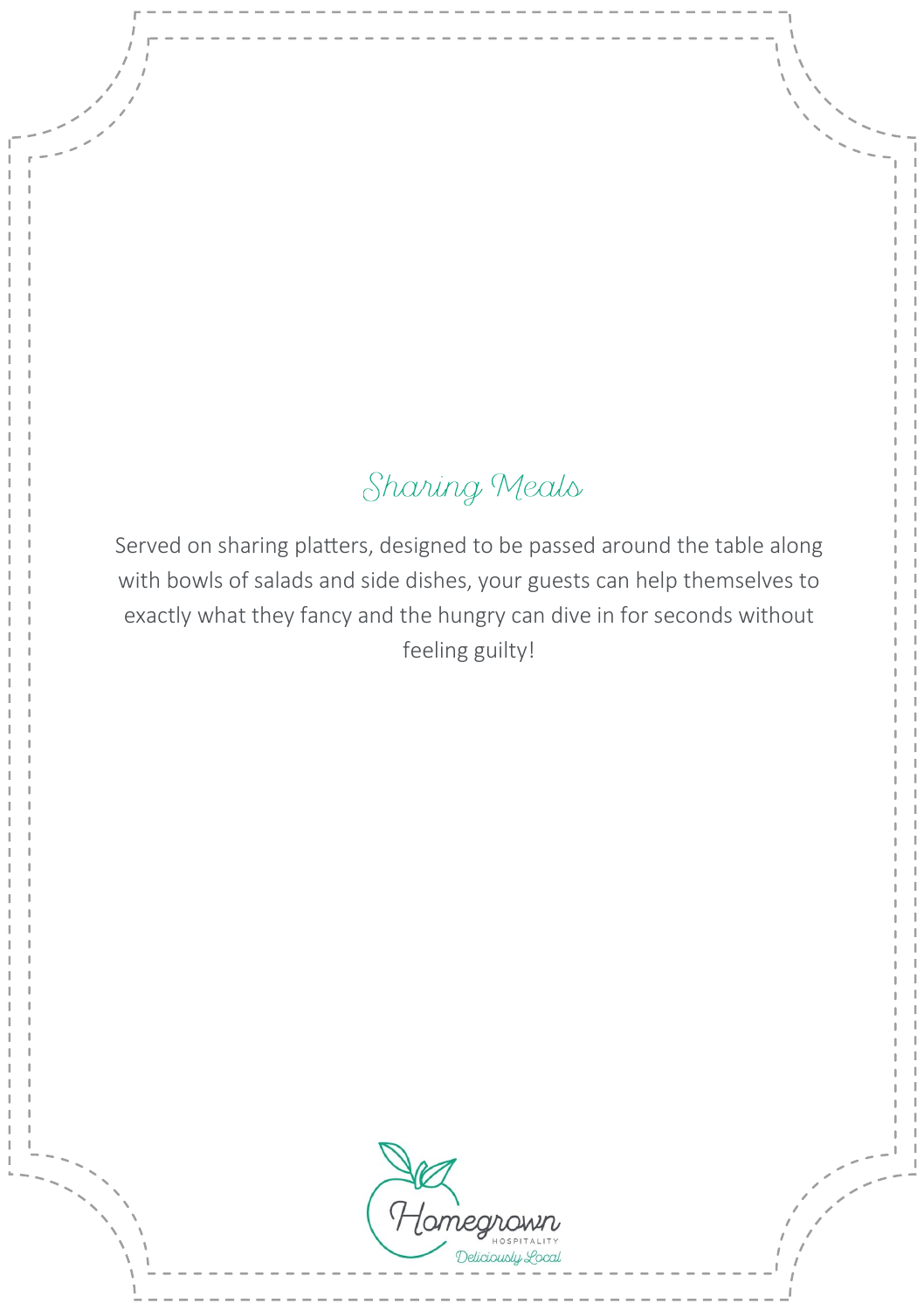# Sharing Meals

Served on sharing platters, designed to be passed around the table along with bowls of salads and side dishes, your guests can help themselves to exactly what they fancy and the hungry can dive in for seconds without feeling guilty!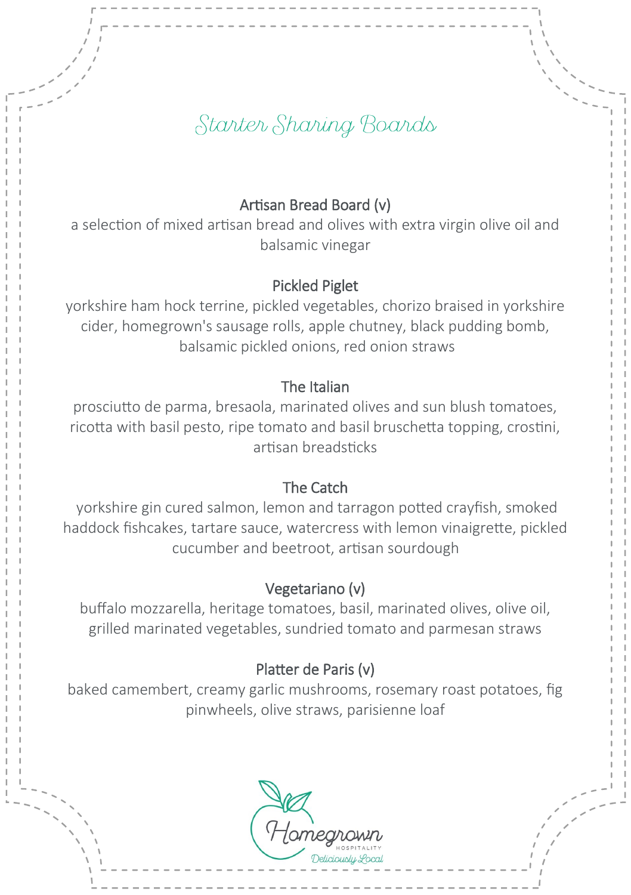# Starter Sharing Boards

### Artisan Bread Board (v)

a selection of mixed artisan bread and olives with extra virgin olive oil and balsamic vinegar

### Pickled Piglet

yorkshire ham hock terrine, pickled vegetables, chorizo braised in yorkshire cider, homegrown's sausage rolls, apple chutney, black pudding bomb, balsamic pickled onions, red onion straws

### The Italian

prosciutto de parma, bresaola, marinated olives and sun blush tomatoes, ricotta with basil pesto, ripe tomato and basil bruschetta topping, crostini, artisan breadsticks

### The Catch

yorkshire gin cured salmon, lemon and tarragon potted crayfish, smoked haddock fishcakes, tartare sauce, watercress with lemon vinaigrette, pickled cucumber and beetroot, artisan sourdough

### Vegetariano (v)

buffalo mozzarella, heritage tomatoes, basil, marinated olives, olive oil, grilled marinated vegetables, sundried tomato and parmesan straws

### Platter de Paris (v)

baked camembert, creamy garlic mushrooms, rosemary roast potatoes, fig pinwheels, olive straws, parisienne loaf

Homegrown Hospitality
Deliciously Local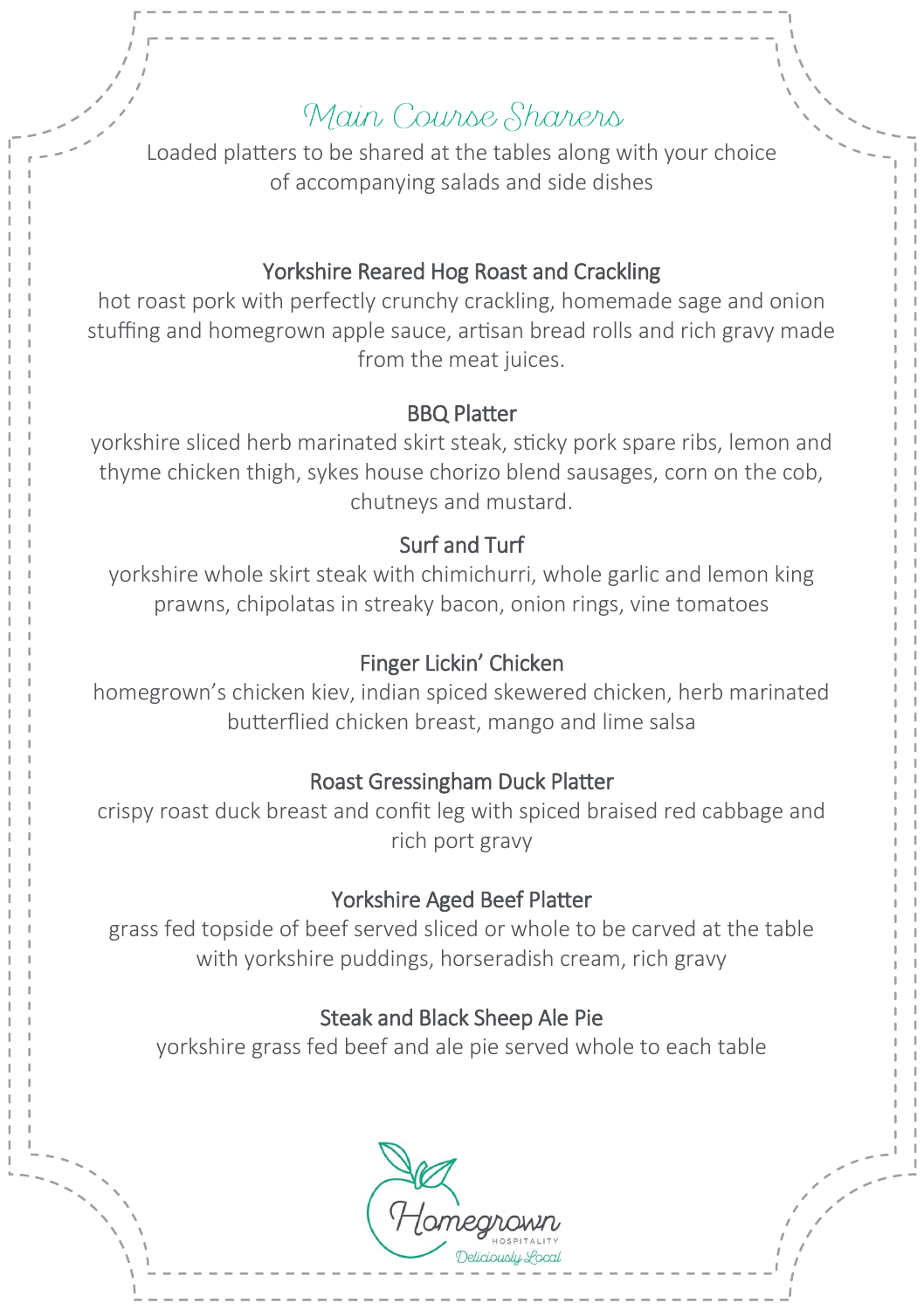# Main Course Sharers

Loaded platters to be shared at the tables along with your choice of accompanying salads and side dishes

### Yorkshire Reared Hog Roast and Crackling

hot roast pork with perfectly crunchy crackling, homemade sage and onion stuffing and homegrown apple sauce, artisan bread rolls and rich gravy made from the meat juices.

### BBQ Platter

yorkshire sliced herb marinated skirt steak, sticky pork spare ribs, lemon and thyme chicken thigh, sykes house chorizo blend sausages, corn on the cob, chutneys and mustard.

### Surf and Turf

yorkshire whole skirt steak with chimichurri, whole garlic and lemon king prawns, chipolatas in streaky bacon, onion rings, vine tomatoes

### Finger Lickin' Chicken

homegrown's chicken kiev, indian spiced skewered chicken, herb marinated butterflied chicken breast, mango and lime salsa

### Roast Gressingham Duck Platter

crispy roast duck breast and confit leg with spiced braised red cabbage and rich port gravy

### Yorkshire Aged Beef Platter

grass fed topside of beef served sliced or whole to be carved at the table with yorkshire puddings, horseradish cream, rich gravy

### Steak and Black Sheep Ale Pie

yorkshire grass fed beef and ale pie served whole to each table

Homegrown HOSPITALITY *Deliciously Local*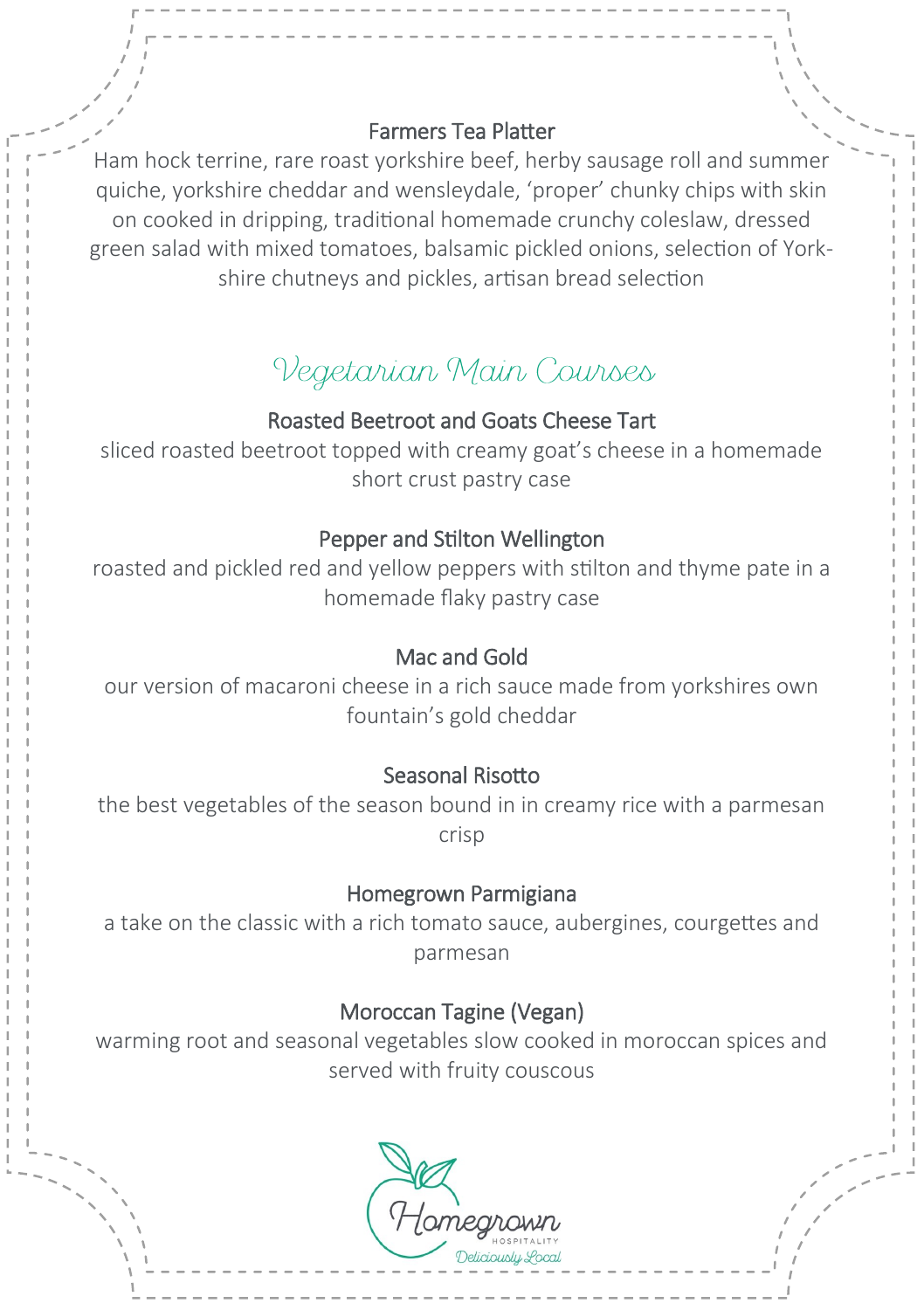### Farmers Tea Platter

Ham hock terrine, rare roast yorkshire beef, herby sausage roll and summer quiche, yorkshire cheddar and wensleydale, 'proper' chunky chips with skin on cooked in dripping, traditional homemade crunchy coleslaw, dressed green salad with mixed tomatoes, balsamic pickled onions, selection of Yorkshire chutneys and pickles, artisan bread selection

## Vegetarian Main Courses

### Roasted Beetroot and Goats Cheese Tart

sliced roasted beetroot topped with creamy goat's cheese in a homemade short crust pastry case

### Pepper and Stilton Wellington

roasted and pickled red and yellow peppers with stilton and thyme pate in a homemade flaky pastry case

### Mac and Gold

our version of macaroni cheese in a rich sauce made from yorkshires own fountain's gold cheddar

### Seasonal Risotto

the best vegetables of the season bound in in creamy rice with a parmesan crisp

### Homegrown Parmigiana

a take on the classic with a rich tomato sauce, aubergines, courgettes and parmesan

### Moroccan Tagine (Vegan)

warming root and seasonal vegetables slow cooked in moroccan spices and served with fruity couscous

Homegrown HOSPITALITY Deliciously Local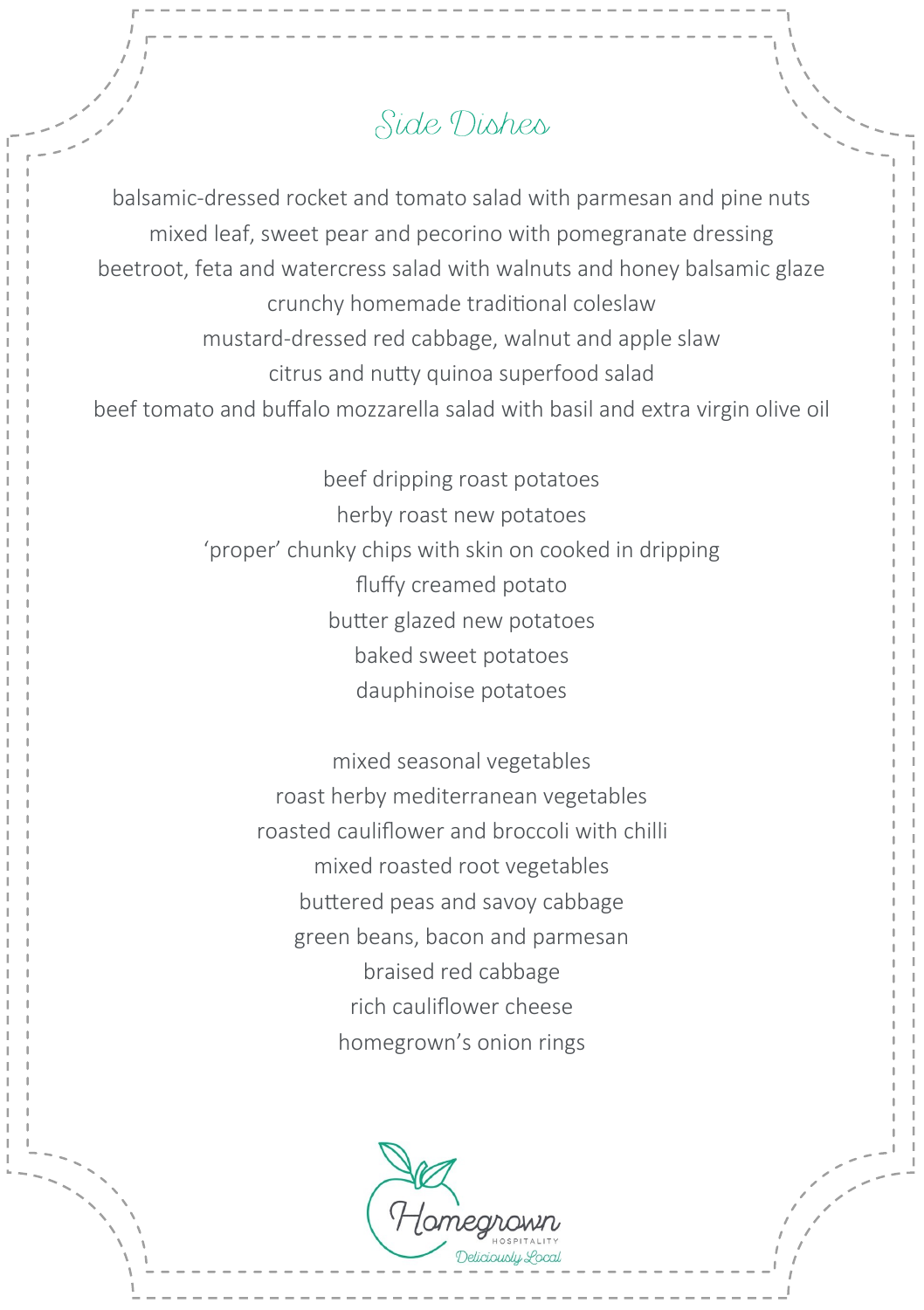# Side Dishes

balsamic-dressed rocket and tomato salad with parmesan and pine nuts
mixed leaf, sweet pear and pecorino with pomegranate dressing
beetroot, feta and watercress salad with walnuts and honey balsamic glaze
crunchy homemade traditional coleslaw
mustard-dressed red cabbage, walnut and apple slaw
citrus and nutty quinoa superfood salad
beef tomato and buffalo mozzarella salad with basil and extra virgin olive oil

beef dripping roast potatoes
herby roast new potatoes
'proper' chunky chips with skin on cooked in dripping
fluffy creamed potato
butter glazed new potatoes
baked sweet potatoes
dauphinoise potatoes

mixed seasonal vegetables
roast herby mediterranean vegetables
roasted cauliflower and broccoli with chilli
mixed roasted root vegetables
buttered peas and savoy cabbage
green beans, bacon and parmesan
braised red cabbage
rich cauliflower cheese
homegrown's onion rings

Homegrown
HOSPITALITY
Deliciously Local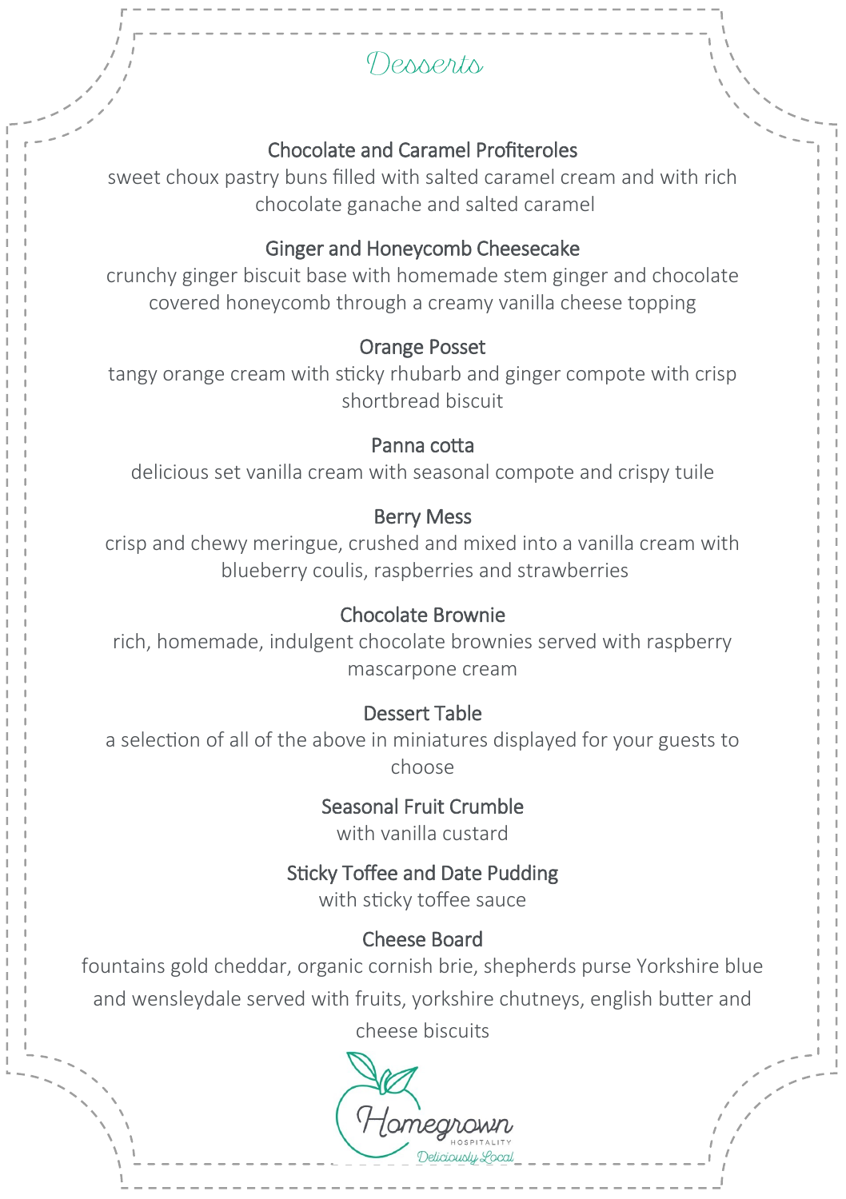# Desserts

## Chocolate and Caramel Profiteroles

sweet choux pastry buns filled with salted caramel cream and with rich chocolate ganache and salted caramel

## Ginger and Honeycomb Cheesecake

crunchy ginger biscuit base with homemade stem ginger and chocolate covered honeycomb through a creamy vanilla cheese topping

## Orange Posset

tangy orange cream with sticky rhubarb and ginger compote with crisp shortbread biscuit

## Panna cotta

delicious set vanilla cream with seasonal compote and crispy tuile

## Berry Mess

crisp and chewy meringue, crushed and mixed into a vanilla cream with blueberry coulis, raspberries and strawberries

## Chocolate Brownie

rich, homemade, indulgent chocolate brownies served with raspberry mascarpone cream

## Dessert Table

a selection of all of the above in miniatures displayed for your guests to choose

## Seasonal Fruit Crumble

with vanilla custard

## Sticky Toffee and Date Pudding

with sticky toffee sauce

## Cheese Board

fountains gold cheddar, organic cornish brie, shepherds purse Yorkshire blue and wensleydale served with fruits, yorkshire chutneys, english butter and cheese biscuits

Homegrown HOSPITALITY

Deliciously Local